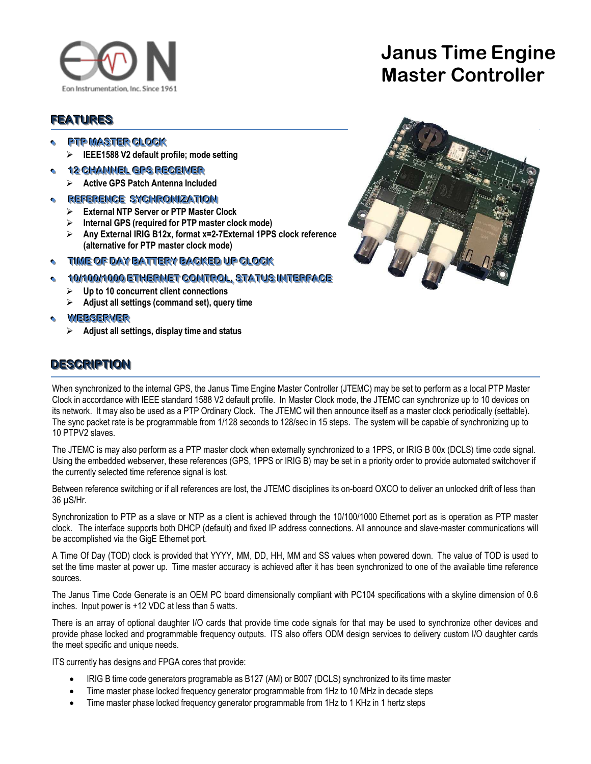Eon Instrumentation, Inc. Since 1961

# Janus Time Engine Master Controller

## FEATURES

- **PTP MASTER CLOCK**
  - **IEEE1588 V2 default profile; mode setting**
- **12 CHANNEL GPS RECEIVER**
  - **Active GPS Patch Antenna Included**
- **REFERENCE SYCHRONIZATION**
  - **External NTP Server or PTP Master Clock**
  - **Internal GPS (required for PTP master clock mode)**
  - **Any External IRIG B12x, format x=2-7External 1PPS clock reference (alternative for PTP master clock mode)**
- **TIME OF DAY BATTERY BACKED UP CLOCK**
- **10/100/1000 ETHERNET CONTROL, STATUS INTERFACE**
  - **Up to 10 concurrent client connections**
  - **Adjust all settings (command set), query time**
- **WEBSERVER**
  - **Adjust all settings, display time and status**

## DESCRIPTION

When synchronized to the internal GPS, the Janus Time Engine Master Controller (JTEMC) may be set to perform as a local PTP Master Clock in accordance with IEEE standard 1588 V2 default profile. In Master Clock mode, the JTEMC can synchronize up to 10 devices on its network. It may also be used as a PTP Ordinary Clock. The JTEMC will then announce itself as a master clock periodically (settable). The sync packet rate is be programmable from 1/128 seconds to 128/sec in 15 steps. The system will be capable of synchronizing up to 10 PTPV2 slaves.

The JTEMC is may also perform as a PTP master clock when externally synchronized to a 1PPS, or IRIG B 00x (DCLS) time code signal. Using the embedded webserver, these references (GPS, 1PPS or IRIG B) may be set in a priority order to provide automated switchover if the currently selected time reference signal is lost.

Between reference switching or if all references are lost, the JTEMC disciplines its on-board OXCO to deliver an unlocked drift of less than 36 µS/Hr.

Synchronization to PTP as a slave or NTP as a client is achieved through the 10/100/1000 Ethernet port as is operation as PTP master clock. The interface supports both DHCP (default) and fixed IP address connections. All announce and slave-master communications will be accomplished via the GigE Ethernet port.

A Time Of Day (TOD) clock is provided that YYYY, MM, DD, HH, MM and SS values when powered down. The value of TOD is used to set the time master at power up. Time master accuracy is achieved after it has been synchronized to one of the available time reference sources.

The Janus Time Code Generate is an OEM PC board dimensionally compliant with PC104 specifications with a skyline dimension of 0.6 inches. Input power is +12 VDC at less than 5 watts.

There is an array of optional daughter I/O cards that provide time code signals for that may be used to synchronize other devices and provide phase locked and programmable frequency outputs. ITS also offers ODM design services to delivery custom I/O daughter cards the meet specific and unique needs.

ITS currently has designs and FPGA cores that provide:

- IRIG B time code generators programable as B127 (AM) or B007 (DCLS) synchronized to its time master
- Time master phase locked frequency generator programmable from 1Hz to 10 MHz in decade steps
- Time master phase locked frequency generator programmable from 1Hz to 1 KHz in 1 hertz steps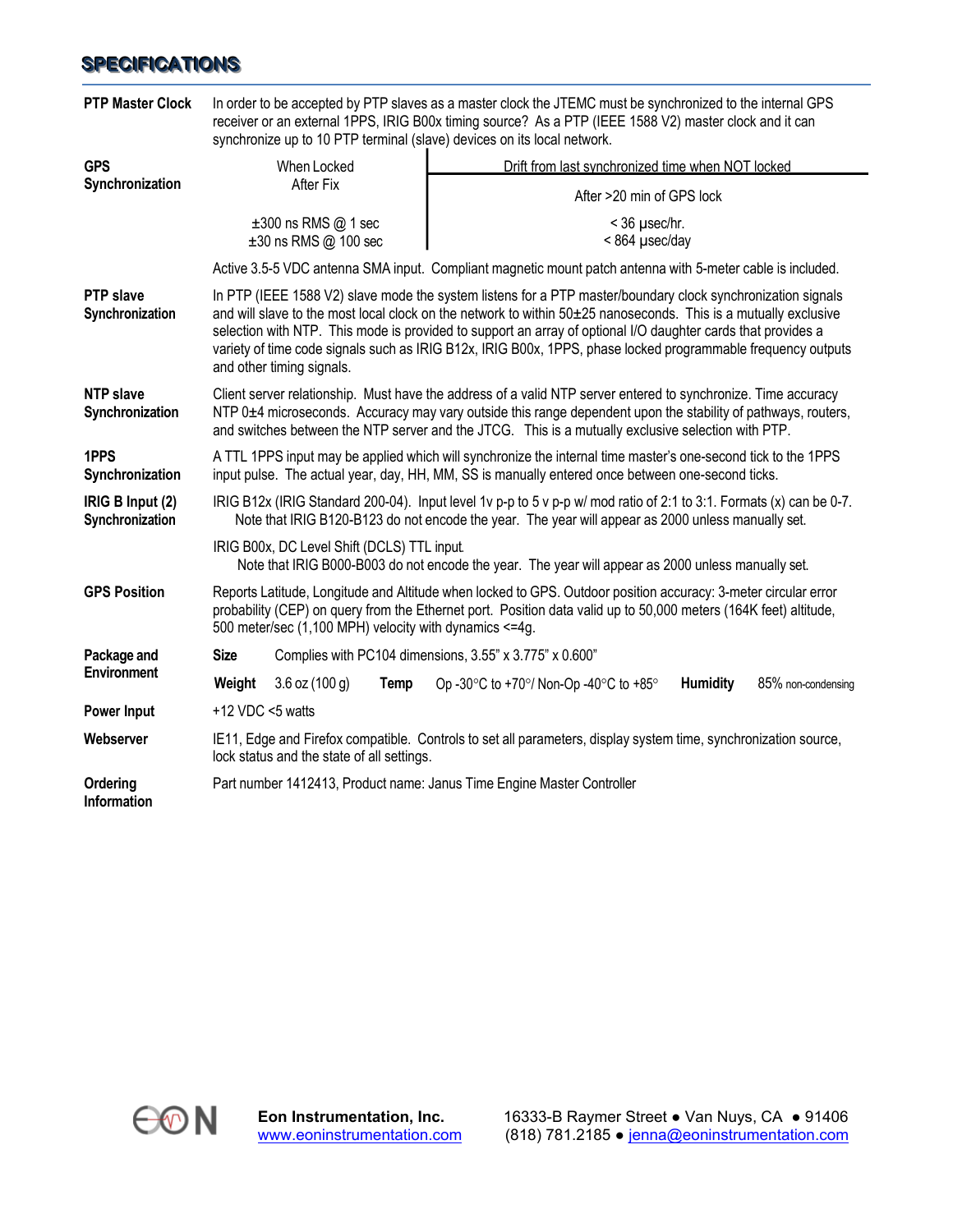## SPECIFICATIONS

**PTP Master Clock**

In order to be accepted by PTP slaves as a master clock the JTEMC must be synchronized to the internal GPS receiver or an external 1PPS, IRIG B00x timing source? As a PTP (IEEE 1588 V2) master clock and it can synchronize up to 10 PTP terminal (slave) devices on its local network.

**GPS Synchronization**

| When Locked After Fix | Drift from last synchronized time when NOT locked |
|---|---|
| | After >20 min of GPS lock |
| ±300 ns RMS @ 1 sec<br>±30 ns RMS @ 100 sec | < 36 µsec/hr.<br>< 864 µsec/day |

Active 3.5-5 VDC antenna SMA input. Compliant magnetic mount patch antenna with 5-meter cable is included.

**PTP slave Synchronization**

In PTP (IEEE 1588 V2) slave mode the system listens for a PTP master/boundary clock synchronization signals and will slave to the most local clock on the network to within 50±25 nanoseconds. This is a mutually exclusive selection with NTP. This mode is provided to support an array of optional I/O daughter cards that provides a variety of time code signals such as IRIG B12x, IRIG B00x, 1PPS, phase locked programmable frequency outputs and other timing signals.

**NTP slave Synchronization**

Client server relationship. Must have the address of a valid NTP server entered to synchronize. Time accuracy NTP 0±4 microseconds. Accuracy may vary outside this range dependent upon the stability of pathways, routers, and switches between the NTP server and the JTCG. This is a mutually exclusive selection with PTP.

**1PPS Synchronization**

A TTL 1PPS input may be applied which will synchronize the internal time master's one-second tick to the 1PPS input pulse. The actual year, day, HH, MM, SS is manually entered once between one-second ticks.

**IRIG B Input (2) Synchronization**

IRIG B12x (IRIG Standard 200-04). Input level 1v p-p to 5 v p-p w/ mod ratio of 2:1 to 3:1. Formats (x) can be 0-7.
Note that IRIG B120-B123 do not encode the year. The year will appear as 2000 unless manually set.

IRIG B00x, DC Level Shift (DCLS) TTL input.
Note that IRIG B000-B003 do not encode the year. The year will appear as 2000 unless manually set.

**GPS Position**

Reports Latitude, Longitude and Altitude when locked to GPS. Outdoor position accuracy: 3-meter circular error probability (CEP) on query from the Ethernet port. Position data valid up to 50,000 meters (164K feet) altitude, 500 meter/sec (1,100 MPH) velocity with dynamics <=4g.

**Package and Environment**

**Size** Complies with PC104 dimensions, 3.55" x 3.775" x 0.600"

**Weight** 3.6 oz (100 g) **Temp** Op -30°C to +70°/ Non-Op -40°C to +85° **Humidity** 85% non-condensing

**Power Input**

+12 VDC <5 watts

**Webserver**

IE11, Edge and Firefox compatible. Controls to set all parameters, display system time, synchronization source, lock status and the state of all settings.

**Ordering Information**

Part number 1412413, Product name: Janus Time Engine Master Controller

**Eon Instrumentation, Inc.**
www.eoninstrumentation.com

16333-B Raymer Street ● Van Nuys, CA ● 91406
(818) 781.2185 ● jenna@eoninstrumentation.com